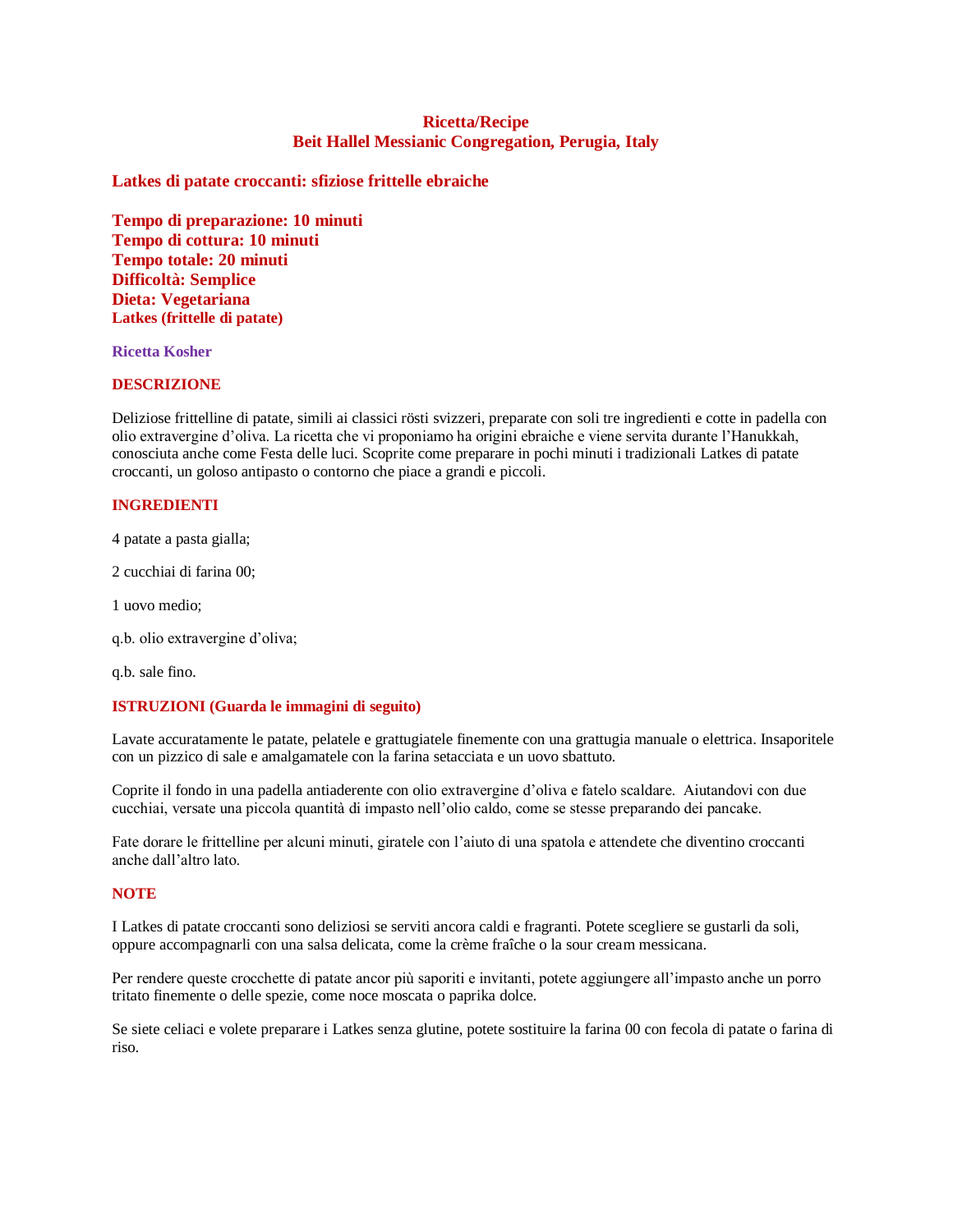**Ricetta/Recipe**
**Beit Hallel Messianic Congregation, Perugia, Italy**

## Latkes di patate croccanti: sfiziose frittelle ebraiche

**Tempo di preparazione: 10 minuti**
**Tempo di cottura: 10 minuti**
**Tempo totale: 20 minuti**
**Difficoltà: Semplice**
**Dieta: Vegetariana**
**Latkes (frittelle di patate)**

**Ricetta Kosher**

### DESCRIZIONE

Deliziose frittelline di patate, simili ai classici rösti svizzeri, preparate con soli tre ingredienti e cotte in padella con olio extravergine d'oliva. La ricetta che vi proponiamo ha origini ebraiche e viene servita durante l'Hanukkah, conosciuta anche come Festa delle luci. Scoprite come preparare in pochi minuti i tradizionali Latkes di patate croccanti, un goloso antipasto o contorno che piace a grandi e piccoli.

### INGREDIENTI

4 patate a pasta gialla;

2 cucchiai di farina 00;

1 uovo medio;

q.b. olio extravergine d'oliva;

q.b. sale fino.

### ISTRUZIONI (Guarda le immagini di seguito)

Lavate accuratamente le patate, pelatele e grattugiatele finemente con una grattugia manuale o elettrica. Insaporitele con un pizzico di sale e amalgamatele con la farina setacciata e un uovo sbattuto.

Coprite il fondo in una padella antiaderente con olio extravergine d'oliva e fatelo scaldare. Aiutandovi con due cucchiai, versate una piccola quantità di impasto nell'olio caldo, come se stesse preparando dei pancake.

Fate dorare le frittelline per alcuni minuti, giratele con l'aiuto di una spatola e attendete che diventino croccanti anche dall'altro lato.

### NOTE

I Latkes di patate croccanti sono deliziosi se serviti ancora caldi e fragranti. Potete scegliere se gustarli da soli, oppure accompagnarli con una salsa delicata, come la crème fraîche o la sour cream messicana.

Per rendere queste crocchette di patate ancor più saporiti e invitanti, potete aggiungere all'impasto anche un porro tritato finemente o delle spezie, come noce moscata o paprika dolce.

Se siete celiaci e volete preparare i Latkes senza glutine, potete sostituire la farina 00 con fecola di patate o farina di riso.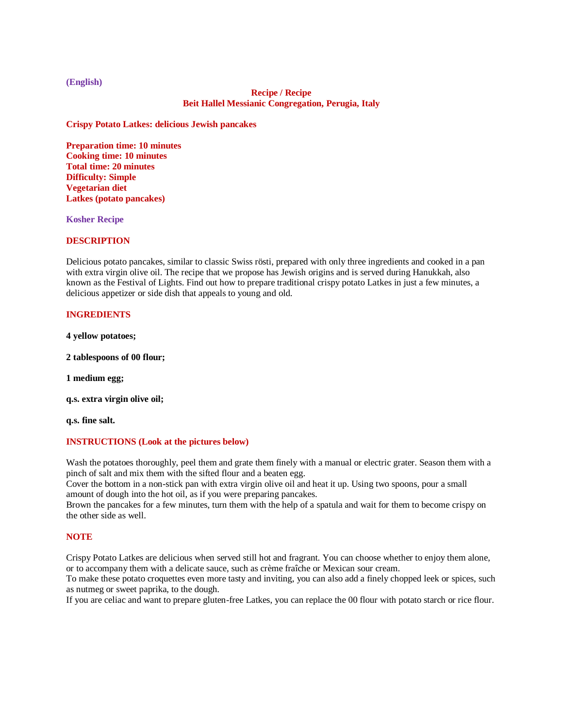**(English)**

**Recipe / Recipe**
**Beit Hallel Messianic Congregation, Perugia, Italy**

## Crispy Potato Latkes: delicious Jewish pancakes

**Preparation time: 10 minutes**
**Cooking time: 10 minutes**
**Total time: 20 minutes**
**Difficulty: Simple**
**Vegetarian diet**
**Latkes (potato pancakes)**

**Kosher Recipe**

## DESCRIPTION

Delicious potato pancakes, similar to classic Swiss rösti, prepared with only three ingredients and cooked in a pan with extra virgin olive oil. The recipe that we propose has Jewish origins and is served during Hanukkah, also known as the Festival of Lights. Find out how to prepare traditional crispy potato Latkes in just a few minutes, a delicious appetizer or side dish that appeals to young and old.

## INGREDIENTS

**4 yellow potatoes;**

**2 tablespoons of 00 flour;**

**1 medium egg;**

**q.s. extra virgin olive oil;**

**q.s. fine salt.**

## INSTRUCTIONS (Look at the pictures below)

Wash the potatoes thoroughly, peel them and grate them finely with a manual or electric grater. Season them with a pinch of salt and mix them with the sifted flour and a beaten egg.
Cover the bottom in a non-stick pan with extra virgin olive oil and heat it up. Using two spoons, pour a small amount of dough into the hot oil, as if you were preparing pancakes.
Brown the pancakes for a few minutes, turn them with the help of a spatula and wait for them to become crispy on the other side as well.

## NOTE

Crispy Potato Latkes are delicious when served still hot and fragrant. You can choose whether to enjoy them alone, or to accompany them with a delicate sauce, such as crème fraîche or Mexican sour cream.
To make these potato croquettes even more tasty and inviting, you can also add a finely chopped leek or spices, such as nutmeg or sweet paprika, to the dough.
If you are celiac and want to prepare gluten-free Latkes, you can replace the 00 flour with potato starch or rice flour.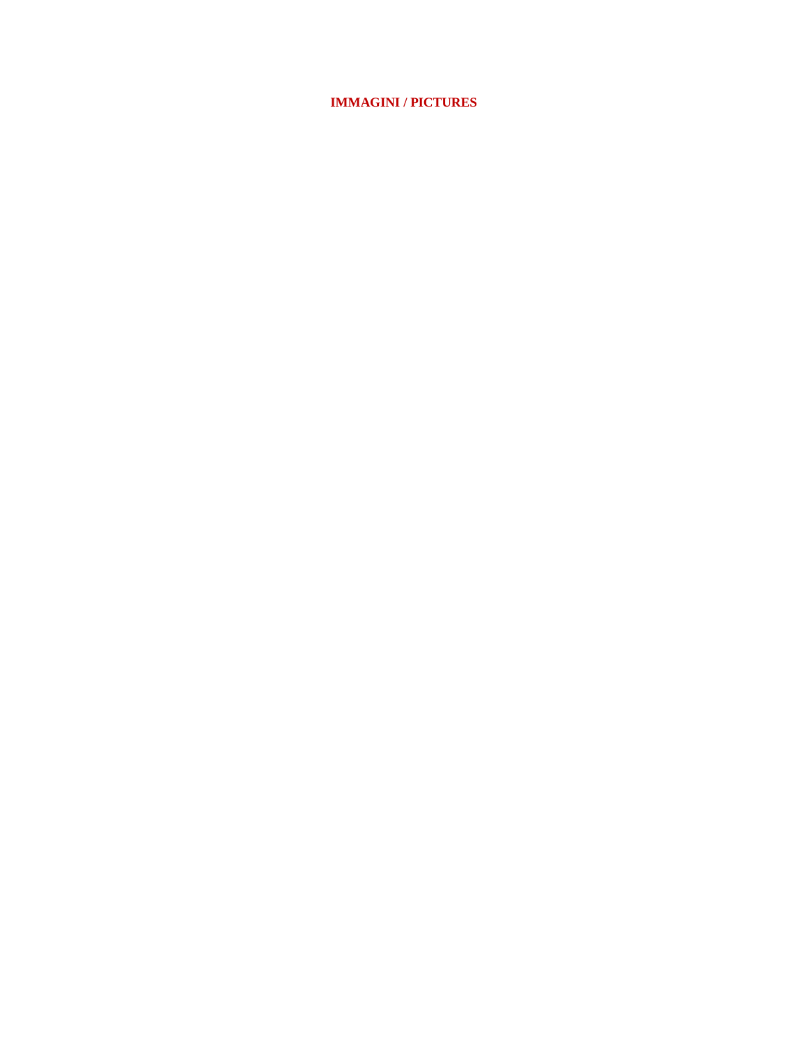**IMMAGINI / PICTURES**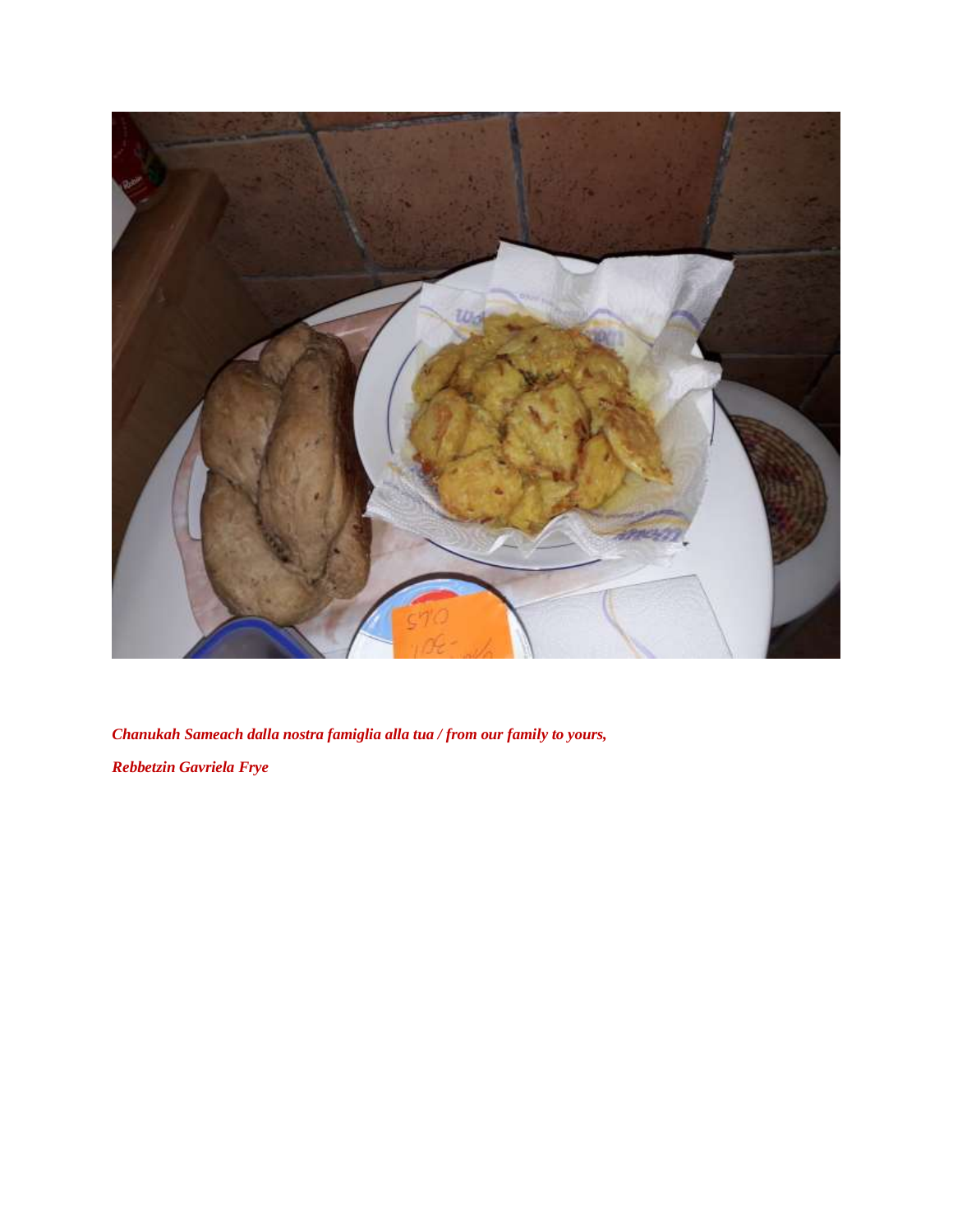***Chanukah Sameach dalla nostra famiglia alla tua / from our family to yours,***

***Rebbetzin Gavriela Frye***